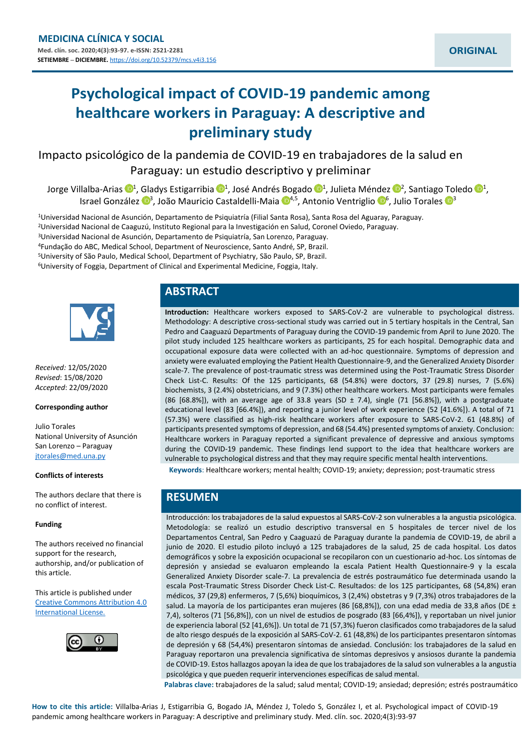MEDICINA CLÍNICA Y SOCIAL

Med. clín. soc. 2020;4(3):93-97. e-ISSN: 2521-2281

SETIEMBRE – DICIEMBRE. https://doi.org/10.52379/mcs.v4i3.156

ORIGINAL

# Psychological impact of COVID-19 pandemic among healthcare workers in Paraguay: A descriptive and preliminary study

## Impacto psicológico de la pandemia de COVID-19 en trabajadores de la salud en Paraguay: un estudio descriptivo y preliminar

Jorge Villalba-Arias [1], Gladys Estigarribia [1], José Andrés Bogado [1], Julieta Méndez [2], Santiago Toledo [1], Israel González [3], João Mauricio Castaldelli-Maia [4,5], Antonio Ventriglio [6], Julio Torales [3]

[1]Universidad Nacional de Asunción, Departamento de Psiquiatría (Filial Santa Rosa), Santa Rosa del Aguaray, Paraguay.
[2]Universidad Nacional de Caaguazú, Instituto Regional para la Investigación en Salud, Coronel Oviedo, Paraguay.
[3]Universidad Nacional de Asunción, Departamento de Psiquiatría, San Lorenzo, Paraguay.
[4]Fundação do ABC, Medical School, Department of Neuroscience, Santo André, SP, Brazil.
[5]University of São Paulo, Medical School, Department of Psychiatry, São Paulo, SP, Brazil.
[6]University of Foggia, Department of Clinical and Experimental Medicine, Foggia, Italy.

*Received*: 12/05/2020
*Revised*: 15/08/2020
*Accepted*: 22/09/2020

**Corresponding author**

Julio Torales
National University of Asunción
San Lorenzo – Paraguay
jtorales@med.una.py

**Conflicts of interests**

The authors declare that there is no conflict of interest.

**Funding**

The authors received no financial support for the research, authorship, and/or publication of this article.

This article is published under Creative Commons Attribution 4.0 International License.

## ABSTRACT

**Introduction:** Healthcare workers exposed to SARS-CoV-2 are vulnerable to psychological distress. Methodology: A descriptive cross-sectional study was carried out in 5 tertiary hospitals in the Central, San Pedro and Caaguazú Departments of Paraguay during the COVID-19 pandemic from April to June 2020. The pilot study included 125 healthcare workers as participants, 25 for each hospital. Demographic data and occupational exposure data were collected with an ad-hoc questionnaire. Symptoms of depression and anxiety were evaluated employing the Patient Health Questionnaire-9, and the Generalized Anxiety Disorder scale-7. The prevalence of post-traumatic stress was determined using the Post-Traumatic Stress Disorder Check List-C. Results: Of the 125 participants, 68 (54.8%) were doctors, 37 (29.8) nurses, 7 (5.6%) biochemists, 3 (2.4%) obstetricians, and 9 (7.3%) other healthcare workers. Most participants were females (86 [68.8%]), with an average age of 33.8 years (SD ± 7.4), single (71 [56.8%]), with a postgraduate educational level (83 [66.4%]), and reporting a junior level of work experience (52 [41.6%]). A total of 71 (57.3%) were classified as high-risk healthcare workers after exposure to SARS-CoV-2. 61 (48.8%) of participants presented symptoms of depression, and 68 (54.4%) presented symptoms of anxiety. Conclusion: Healthcare workers in Paraguay reported a significant prevalence of depressive and anxious symptoms during the COVID-19 pandemic. These findings lend support to the idea that healthcare workers are vulnerable to psychological distress and that they may require specific mental health interventions.

**Keywords**: Healthcare workers; mental health; COVID-19; anxiety; depression; post-traumatic stress

## RESUMEN

Introducción: los trabajadores de la salud expuestos al SARS-CoV-2 son vulnerables a la angustia psicológica. Metodología: se realizó un estudio descriptivo transversal en 5 hospitales de tercer nivel de los Departamentos Central, San Pedro y Caaguazú de Paraguay durante la pandemia de COVID-19, de abril a junio de 2020. El estudio piloto incluyó a 125 trabajadores de la salud, 25 de cada hospital. Los datos demográficos y sobre la exposición ocupacional se recopilaron con un cuestionario ad-hoc. Los síntomas de depresión y ansiedad se evaluaron empleando la escala Patient Health Questionnaire-9 y la escala Generalized Anxiety Disorder scale-7. La prevalencia de estrés postraumático fue determinada usando la escala Post-Traumatic Stress Disorder Check List-C. Resultados: de los 125 participantes, 68 (54,8%) eran médicos, 37 (29,8) enfermeros, 7 (5,6%) bioquímicos, 3 (2,4%) obstetras y 9 (7,3%) otros trabajadores de la salud. La mayoría de los participantes eran mujeres (86 [68,8%]), con una edad media de 33,8 años (DE ± 7,4), solteros (71 [56,8%]), con un nivel de estudios de posgrado (83 [66,4%]), y reportaban un nivel junior de experiencia laboral (52 [41,6%]). Un total de 71 (57,3%) fueron clasificados como trabajadores de la salud de alto riesgo después de la exposición al SARS-CoV-2. 61 (48,8%) de los participantes presentaron síntomas de depresión y 68 (54,4%) presentaron síntomas de ansiedad. Conclusión: los trabajadores de la salud en Paraguay reportaron una prevalencia significativa de síntomas depresivos y ansiosos durante la pandemia de COVID-19. Estos hallazgos apoyan la idea de que los trabajadores de la salud son vulnerables a la angustia psicológica y que pueden requerir intervenciones específicas de salud mental.

**Palabras clave:** trabajadores de la salud; salud mental; COVID-19; ansiedad; depresión; estrés postraumático

**How to cite this article:** Villalba-Arias J, Estigarribia G, Bogado JA, Méndez J, Toledo S, González I, et al. Psychological impact of COVID-19 pandemic among healthcare workers in Paraguay: A descriptive and preliminary study. Med. clín. soc. 2020;4(3):93-97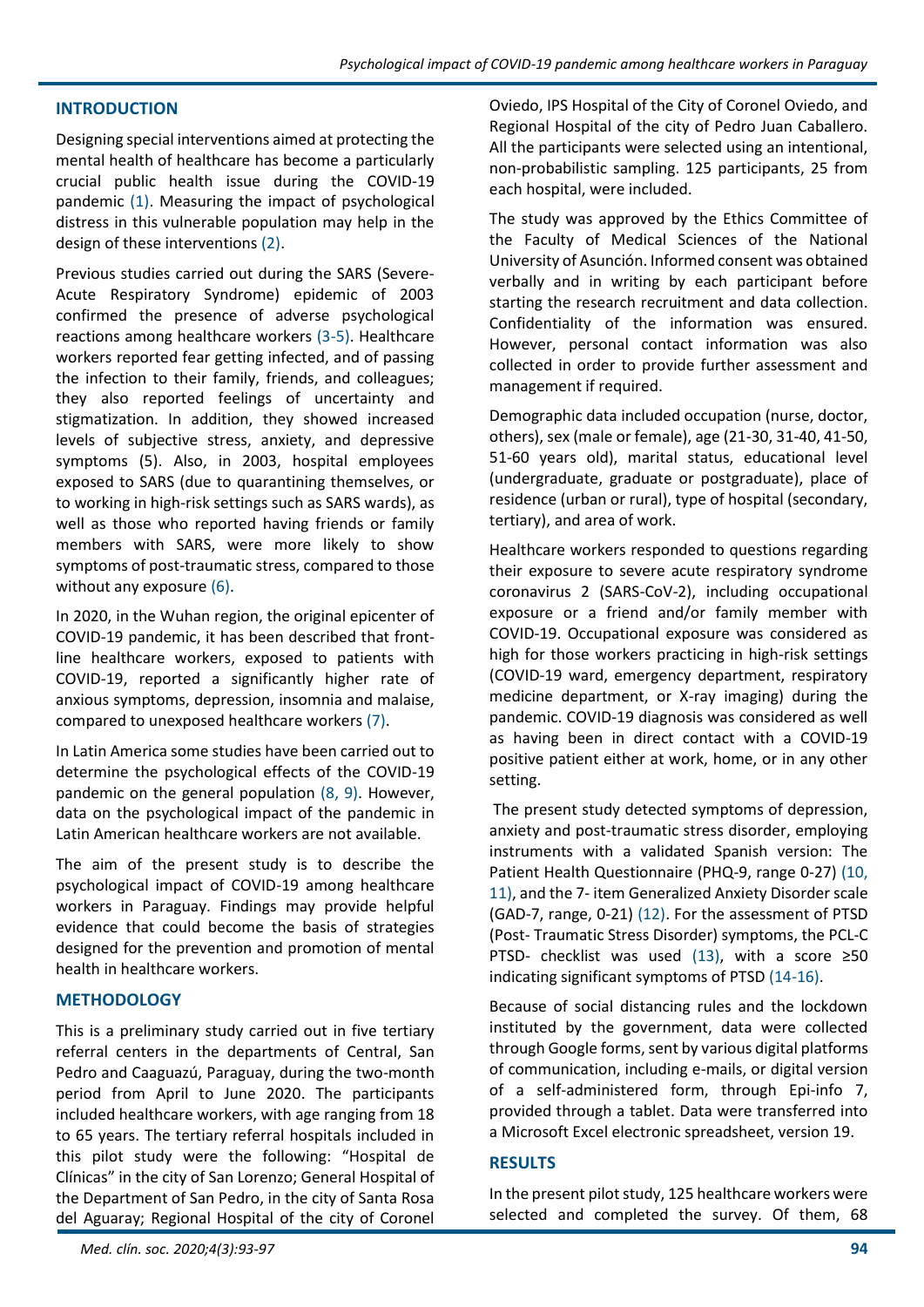## INTRODUCTION

Designing special interventions aimed at protecting the mental health of healthcare has become a particularly crucial public health issue during the COVID-19 pandemic (1). Measuring the impact of psychological distress in this vulnerable population may help in the design of these interventions (2).

Previous studies carried out during the SARS (Severe-Acute Respiratory Syndrome) epidemic of 2003 confirmed the presence of adverse psychological reactions among healthcare workers (3-5). Healthcare workers reported fear getting infected, and of passing the infection to their family, friends, and colleagues; they also reported feelings of uncertainty and stigmatization. In addition, they showed increased levels of subjective stress, anxiety, and depressive symptoms (5). Also, in 2003, hospital employees exposed to SARS (due to quarantining themselves, or to working in high-risk settings such as SARS wards), as well as those who reported having friends or family members with SARS, were more likely to show symptoms of post-traumatic stress, compared to those without any exposure (6).

In 2020, in the Wuhan region, the original epicenter of COVID-19 pandemic, it has been described that front-line healthcare workers, exposed to patients with COVID-19, reported a significantly higher rate of anxious symptoms, depression, insomnia and malaise, compared to unexposed healthcare workers (7).

In Latin America some studies have been carried out to determine the psychological effects of the COVID-19 pandemic on the general population (8, 9). However, data on the psychological impact of the pandemic in Latin American healthcare workers are not available.

The aim of the present study is to describe the psychological impact of COVID-19 among healthcare workers in Paraguay. Findings may provide helpful evidence that could become the basis of strategies designed for the prevention and promotion of mental health in healthcare workers.

## METHODOLOGY

This is a preliminary study carried out in five tertiary referral centers in the departments of Central, San Pedro and Caaguazú, Paraguay, during the two-month period from April to June 2020. The participants included healthcare workers, with age ranging from 18 to 65 years. The tertiary referral hospitals included in this pilot study were the following: "Hospital de Clínicas" in the city of San Lorenzo; General Hospital of the Department of San Pedro, in the city of Santa Rosa del Aguaray; Regional Hospital of the city of Coronel Oviedo, IPS Hospital of the City of Coronel Oviedo, and Regional Hospital of the city of Pedro Juan Caballero. All the participants were selected using an intentional, non-probabilistic sampling. 125 participants, 25 from each hospital, were included.

The study was approved by the Ethics Committee of the Faculty of Medical Sciences of the National University of Asunción. Informed consent was obtained verbally and in writing by each participant before starting the research recruitment and data collection. Confidentiality of the information was ensured. However, personal contact information was also collected in order to provide further assessment and management if required.

Demographic data included occupation (nurse, doctor, others), sex (male or female), age (21-30, 31-40, 41-50, 51-60 years old), marital status, educational level (undergraduate, graduate or postgraduate), place of residence (urban or rural), type of hospital (secondary, tertiary), and area of work.

Healthcare workers responded to questions regarding their exposure to severe acute respiratory syndrome coronavirus 2 (SARS-CoV-2), including occupational exposure or a friend and/or family member with COVID-19. Occupational exposure was considered as high for those workers practicing in high-risk settings (COVID-19 ward, emergency department, respiratory medicine department, or X-ray imaging) during the pandemic. COVID-19 diagnosis was considered as well as having been in direct contact with a COVID-19 positive patient either at work, home, or in any other setting.

The present study detected symptoms of depression, anxiety and post-traumatic stress disorder, employing instruments with a validated Spanish version: The Patient Health Questionnaire (PHQ-9, range 0-27) (10, 11), and the 7- item Generalized Anxiety Disorder scale (GAD-7, range, 0-21) (12). For the assessment of PTSD (Post- Traumatic Stress Disorder) symptoms, the PCL-C PTSD- checklist was used (13), with a score ≥50 indicating significant symptoms of PTSD (14-16).

Because of social distancing rules and the lockdown instituted by the government, data were collected through Google forms, sent by various digital platforms of communication, including e-mails, or digital version of a self-administered form, through Epi-info 7, provided through a tablet. Data were transferred into a Microsoft Excel electronic spreadsheet, version 19.

## RESULTS

In the present pilot study, 125 healthcare workers were selected and completed the survey. Of them, 68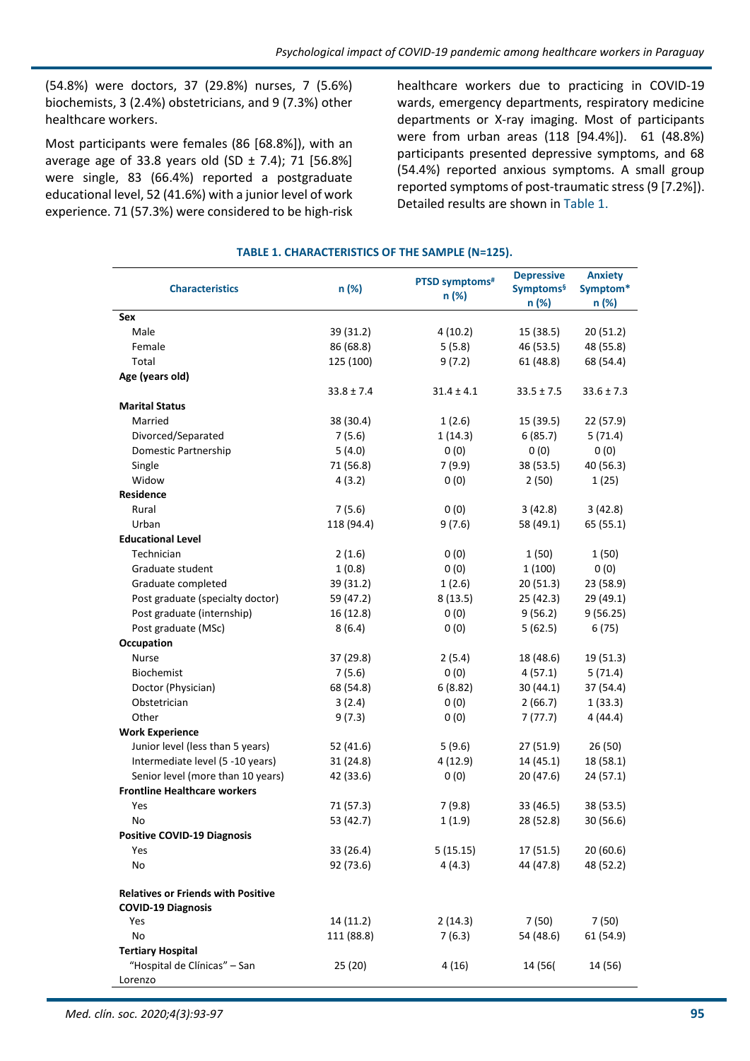(54.8%) were doctors, 37 (29.8%) nurses, 7 (5.6%) biochemists, 3 (2.4%) obstetricians, and 9 (7.3%) other healthcare workers.

Most participants were females (86 [68.8%]), with an average age of 33.8 years old (SD ± 7.4); 71 [56.8%] were single, 83 (66.4%) reported a postgraduate educational level, 52 (41.6%) with a junior level of work experience. 71 (57.3%) were considered to be high-risk healthcare workers due to practicing in COVID-19 wards, emergency departments, respiratory medicine departments or X-ray imaging. Most of participants were from urban areas (118 [94.4%]). 61 (48.8%) participants presented depressive symptoms, and 68 (54.4%) reported anxious symptoms. A small group reported symptoms of post-traumatic stress (9 [7.2%]). Detailed results are shown in Table 1.

**TABLE 1. CHARACTERISTICS OF THE SAMPLE (N=125).**

| Characteristics | n (%) | PTSD symptoms[#] n (%) | Depressive Symptoms[§] n (%) | Anxiety Symptom* n (%) |
|---|---|---|---|---|
| **Sex** | | | | |
| Male | 39 (31.2) | 4 (10.2) | 15 (38.5) | 20 (51.2) |
| Female | 86 (68.8) | 5 (5.8) | 46 (53.5) | 48 (55.8) |
| Total | 125 (100) | 9 (7.2) | 61 (48.8) | 68 (54.4) |
| **Age (years old)** | | | | |
| | 33.8 ± 7.4 | 31.4 ± 4.1 | 33.5 ± 7.5 | 33.6 ± 7.3 |
| **Marital Status** | | | | |
| Married | 38 (30.4) | 1 (2.6) | 15 (39.5) | 22 (57.9) |
| Divorced/Separated | 7 (5.6) | 1 (14.3) | 6 (85.7) | 5 (71.4) |
| Domestic Partnership | 5 (4.0) | 0 (0) | 0 (0) | 0 (0) |
| Single | 71 (56.8) | 7 (9.9) | 38 (53.5) | 40 (56.3) |
| Widow | 4 (3.2) | 0 (0) | 2 (50) | 1 (25) |
| **Residence** | | | | |
| Rural | 7 (5.6) | 0 (0) | 3 (42.8) | 3 (42.8) |
| Urban | 118 (94.4) | 9 (7.6) | 58 (49.1) | 65 (55.1) |
| **Educational Level** | | | | |
| Technician | 2 (1.6) | 0 (0) | 1 (50) | 1 (50) |
| Graduate student | 1 (0.8) | 0 (0) | 1 (100) | 0 (0) |
| Graduate completed | 39 (31.2) | 1 (2.6) | 20 (51.3) | 23 (58.9) |
| Post graduate (specialty doctor) | 59 (47.2) | 8 (13.5) | 25 (42.3) | 29 (49.1) |
| Post graduate (internship) | 16 (12.8) | 0 (0) | 9 (56.2) | 9 (56.25) |
| Post graduate (MSc) | 8 (6.4) | 0 (0) | 5 (62.5) | 6 (75) |
| **Occupation** | | | | |
| Nurse | 37 (29.8) | 2 (5.4) | 18 (48.6) | 19 (51.3) |
| Biochemist | 7 (5.6) | 0 (0) | 4 (57.1) | 5 (71.4) |
| Doctor (Physician) | 68 (54.8) | 6 (8.82) | 30 (44.1) | 37 (54.4) |
| Obstetrician | 3 (2.4) | 0 (0) | 2 (66.7) | 1 (33.3) |
| Other | 9 (7.3) | 0 (0) | 7 (77.7) | 4 (44.4) |
| **Work Experience** | | | | |
| Junior level (less than 5 years) | 52 (41.6) | 5 (9.6) | 27 (51.9) | 26 (50) |
| Intermediate level (5 -10 years) | 31 (24.8) | 4 (12.9) | 14 (45.1) | 18 (58.1) |
| Senior level (more than 10 years) | 42 (33.6) | 0 (0) | 20 (47.6) | 24 (57.1) |
| **Frontline Healthcare workers** | | | | |
| Yes | 71 (57.3) | 7 (9.8) | 33 (46.5) | 38 (53.5) |
| No | 53 (42.7) | 1 (1.9) | 28 (52.8) | 30 (56.6) |
| **Positive COVID-19 Diagnosis** | | | | |
| Yes | 33 (26.4) | 5 (15.15) | 17 (51.5) | 20 (60.6) |
| No | 92 (73.6) | 4 (4.3) | 44 (47.8) | 48 (52.2) |
| **Relatives or Friends with Positive COVID-19 Diagnosis** | | | | |
| Yes | 14 (11.2) | 2 (14.3) | 7 (50) | 7 (50) |
| No | 111 (88.8) | 7 (6.3) | 54 (48.6) | 61 (54.9) |
| **Tertiary Hospital** | | | | |
| "Hospital de Clínicas" – San Lorenzo | 25 (20) | 4 (16) | 14 (56( | 14 (56) |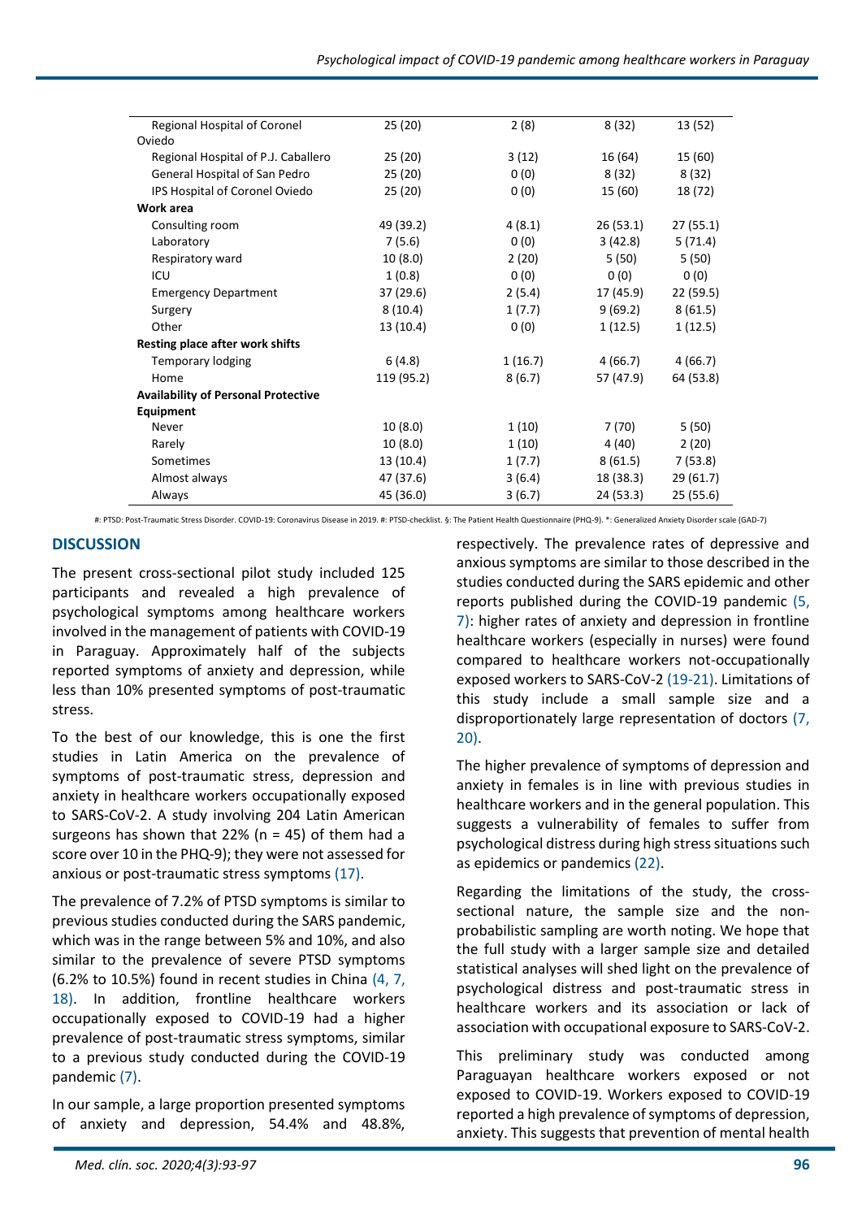| | | | | |
|---|---|---|---|---|
| Regional Hospital of Coronel Oviedo | 25 (20) | 2 (8) | 8 (32) | 13 (52) |
| Regional Hospital of P.J. Caballero | 25 (20) | 3 (12) | 16 (64) | 15 (60) |
| General Hospital of San Pedro | 25 (20) | 0 (0) | 8 (32) | 8 (32) |
| IPS Hospital of Coronel Oviedo | 25 (20) | 0 (0) | 15 (60) | 18 (72) |
| **Work area** | | | | |
| Consulting room | 49 (39.2) | 4 (8.1) | 26 (53.1) | 27 (55.1) |
| Laboratory | 7 (5.6) | 0 (0) | 3 (42.8) | 5 (71.4) |
| Respiratory ward | 10 (8.0) | 2 (20) | 5 (50) | 5 (50) |
| ICU | 1 (0.8) | 0 (0) | 0 (0) | 0 (0) |
| Emergency Department | 37 (29.6) | 2 (5.4) | 17 (45.9) | 22 (59.5) |
| Surgery | 8 (10.4) | 1 (7.7) | 9 (69.2) | 8 (61.5) |
| Other | 13 (10.4) | 0 (0) | 1 (12.5) | 1 (12.5) |
| **Resting place after work shifts** | | | | |
| Temporary lodging | 6 (4.8) | 1 (16.7) | 4 (66.7) | 4 (66.7) |
| Home | 119 (95.2) | 8 (6.7) | 57 (47.9) | 64 (53.8) |
| **Availability of Personal Protective Equipment** | | | | |
| Never | 10 (8.0) | 1 (10) | 7 (70) | 5 (50) |
| Rarely | 10 (8.0) | 1 (10) | 4 (40) | 2 (20) |
| Sometimes | 13 (10.4) | 1 (7.7) | 8 (61.5) | 7 (53.8) |
| Almost always | 47 (37.6) | 3 (6.4) | 18 (38.3) | 29 (61.7) |
| Always | 45 (36.0) | 3 (6.7) | 24 (53.3) | 25 (55.6) |

#: PTSD: Post-Traumatic Stress Disorder. COVID-19: Coronavirus Disease in 2019. #: PTSD-checklist. §: The Patient Health Questionnaire (PHQ-9). *: Generalized Anxiety Disorder scale (GAD-7)

## DISCUSSION

The present cross-sectional pilot study included 125 participants and revealed a high prevalence of psychological symptoms among healthcare workers involved in the management of patients with COVID-19 in Paraguay. Approximately half of the subjects reported symptoms of anxiety and depression, while less than 10% presented symptoms of post-traumatic stress.

To the best of our knowledge, this is one the first studies in Latin America on the prevalence of symptoms of post-traumatic stress, depression and anxiety in healthcare workers occupationally exposed to SARS-CoV-2. A study involving 204 Latin American surgeons has shown that 22% (n = 45) of them had a score over 10 in the PHQ-9); they were not assessed for anxious or post-traumatic stress symptoms (17).

The prevalence of 7.2% of PTSD symptoms is similar to previous studies conducted during the SARS pandemic, which was in the range between 5% and 10%, and also similar to the prevalence of severe PTSD symptoms (6.2% to 10.5%) found in recent studies in China (4, 7, 18). In addition, frontline healthcare workers occupationally exposed to COVID-19 had a higher prevalence of post-traumatic stress symptoms, similar to a previous study conducted during the COVID-19 pandemic (7).

In our sample, a large proportion presented symptoms of anxiety and depression, 54.4% and 48.8%, respectively. The prevalence rates of depressive and anxious symptoms are similar to those described in the studies conducted during the SARS epidemic and other reports published during the COVID-19 pandemic (5, 7): higher rates of anxiety and depression in frontline healthcare workers (especially in nurses) were found compared to healthcare workers not-occupationally exposed workers to SARS-CoV-2 (19-21). Limitations of this study include a small sample size and a disproportionately large representation of doctors (7, 20).

The higher prevalence of symptoms of depression and anxiety in females is in line with previous studies in healthcare workers and in the general population. This suggests a vulnerability of females to suffer from psychological distress during high stress situations such as epidemics or pandemics (22).

Regarding the limitations of the study, the cross-sectional nature, the sample size and the non-probabilistic sampling are worth noting. We hope that the full study with a larger sample size and detailed statistical analyses will shed light on the prevalence of psychological distress and post-traumatic stress in healthcare workers and its association or lack of association with occupational exposure to SARS-CoV-2.

This preliminary study was conducted among Paraguayan healthcare workers exposed or not exposed to COVID-19. Workers exposed to COVID-19 reported a high prevalence of symptoms of depression, anxiety. This suggests that prevention of mental health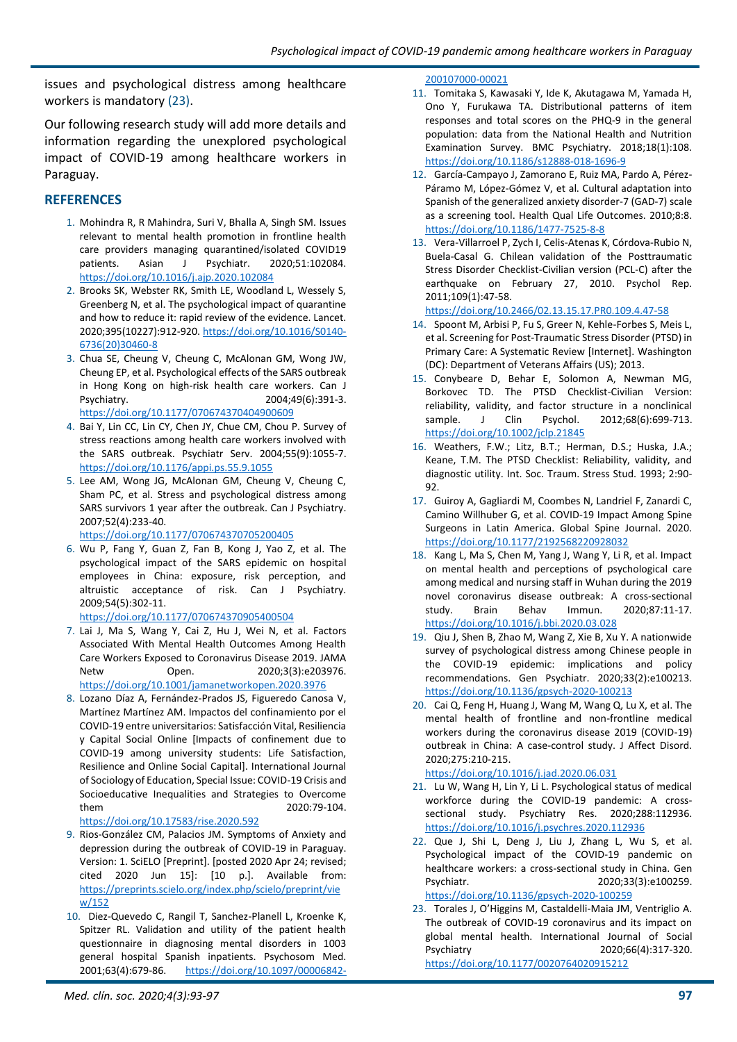issues and psychological distress among healthcare workers is mandatory (23).

Our following research study will add more details and information regarding the unexplored psychological impact of COVID-19 among healthcare workers in Paraguay.

## REFERENCES

1. Mohindra R, R Mahindra, Suri V, Bhalla A, Singh SM. Issues relevant to mental health promotion in frontline health care providers managing quarantined/isolated COVID19 patients. Asian J Psychiatr. 2020;51:102084. https://doi.org/10.1016/j.ajp.2020.102084
2. Brooks SK, Webster RK, Smith LE, Woodland L, Wessely S, Greenberg N, et al. The psychological impact of quarantine and how to reduce it: rapid review of the evidence. Lancet. 2020;395(10227):912-920. https://doi.org/10.1016/S0140-6736(20)30460-8
3. Chua SE, Cheung V, Cheung C, McAlonan GM, Wong JW, Cheung EP, et al. Psychological effects of the SARS outbreak in Hong Kong on high-risk health care workers. Can J Psychiatry. 2004;49(6):391-3. https://doi.org/10.1177/070674370404900609
4. Bai Y, Lin CC, Lin CY, Chen JY, Chue CM, Chou P. Survey of stress reactions among health care workers involved with the SARS outbreak. Psychiatr Serv. 2004;55(9):1055-7. https://doi.org/10.1176/appi.ps.55.9.1055
5. Lee AM, Wong JG, McAlonan GM, Cheung V, Cheung C, Sham PC, et al. Stress and psychological distress among SARS survivors 1 year after the outbreak. Can J Psychiatry. 2007;52(4):233-40. https://doi.org/10.1177/070674370705200405
6. Wu P, Fang Y, Guan Z, Fan B, Kong J, Yao Z, et al. The psychological impact of the SARS epidemic on hospital employees in China: exposure, risk perception, and altruistic acceptance of risk. Can J Psychiatry. 2009;54(5):302-11. https://doi.org/10.1177/070674370905400504
7. Lai J, Ma S, Wang Y, Cai Z, Hu J, Wei N, et al. Factors Associated With Mental Health Outcomes Among Health Care Workers Exposed to Coronavirus Disease 2019. JAMA Netw Open. 2020;3(3):e203976. https://doi.org/10.1001/jamanetworkopen.2020.3976
8. Lozano Díaz A, Fernández-Prados JS, Figueredo Canosa V, Martínez Martínez AM. Impactos del confinamiento por el COVID-19 entre universitarios: Satisfacción Vital, Resiliencia y Capital Social Online [Impacts of confinement due to COVID-19 among university students: Life Satisfaction, Resilience and Online Social Capital]. International Journal of Sociology of Education, Special Issue: COVID-19 Crisis and Socioeducative Inequalities and Strategies to Overcome them 2020:79-104. https://doi.org/10.17583/rise.2020.592
9. Rios-González CM, Palacios JM. Symptoms of Anxiety and depression during the outbreak of COVID-19 in Paraguay. Version: 1. SciELO [Preprint]. [posted 2020 Apr 24; revised; cited 2020 Jun 15]: [10 p.]. Available from: https://preprints.scielo.org/index.php/scielo/preprint/view/152
10. Diez-Quevedo C, Rangil T, Sanchez-Planell L, Kroenke K, Spitzer RL. Validation and utility of the patient health questionnaire in diagnosing mental disorders in 1003 general hospital Spanish inpatients. Psychosom Med. 2001;63(4):679-86. https://doi.org/10.1097/00006842-200107000-00021
11. Tomitaka S, Kawasaki Y, Ide K, Akutagawa M, Yamada H, Ono Y, Furukawa TA. Distributional patterns of item responses and total scores on the PHQ-9 in the general population: data from the National Health and Nutrition Examination Survey. BMC Psychiatry. 2018;18(1):108. https://doi.org/10.1186/s12888-018-1696-9
12. García-Campayo J, Zamorano E, Ruiz MA, Pardo A, Pérez-Páramo M, López-Gómez V, et al. Cultural adaptation into Spanish of the generalized anxiety disorder-7 (GAD-7) scale as a screening tool. Health Qual Life Outcomes. 2010;8:8. https://doi.org/10.1186/1477-7525-8-8
13. Vera-Villarroel P, Zych I, Celis-Atenas K, Córdova-Rubio N, Buela-Casal G. Chilean validation of the Posttraumatic Stress Disorder Checklist-Civilian version (PCL-C) after the earthquake on February 27, 2010. Psychol Rep. 2011;109(1):47-58. https://doi.org/10.2466/02.13.15.17.PR0.109.4.47-58
14. Spoont M, Arbisi P, Fu S, Greer N, Kehle-Forbes S, Meis L, et al. Screening for Post-Traumatic Stress Disorder (PTSD) in Primary Care: A Systematic Review [Internet]. Washington (DC): Department of Veterans Affairs (US); 2013.
15. Conybeare D, Behar E, Solomon A, Newman MG, Borkovec TD. The PTSD Checklist-Civilian Version: reliability, validity, and factor structure in a nonclinical sample. J Clin Psychol. 2012;68(6):699-713. https://doi.org/10.1002/jclp.21845
16. Weathers, F.W.; Litz, B.T.; Herman, D.S.; Huska, J.A.; Keane, T.M. The PTSD Checklist: Reliability, validity, and diagnostic utility. Int. Soc. Traum. Stress Stud. 1993; 2:90-92.
17. Guiroy A, Gagliardi M, Coombes N, Landriel F, Zanardi C, Camino Willhuber G, et al. COVID-19 Impact Among Spine Surgeons in Latin America. Global Spine Journal. 2020. https://doi.org/10.1177/2192568220928032
18. Kang L, Ma S, Chen M, Yang J, Wang Y, Li R, et al. Impact on mental health and perceptions of psychological care among medical and nursing staff in Wuhan during the 2019 novel coronavirus disease outbreak: A cross-sectional study. Brain Behav Immun. 2020;87:11-17. https://doi.org/10.1016/j.bbi.2020.03.028
19. Qiu J, Shen B, Zhao M, Wang Z, Xie B, Xu Y. A nationwide survey of psychological distress among Chinese people in the COVID-19 epidemic: implications and policy recommendations. Gen Psychiatr. 2020;33(2):e100213. https://doi.org/10.1136/gpsych-2020-100213
20. Cai Q, Feng H, Huang J, Wang M, Wang Q, Lu X, et al. The mental health of frontline and non-frontline medical workers during the coronavirus disease 2019 (COVID-19) outbreak in China: A case-control study. J Affect Disord. 2020;275:210-215. https://doi.org/10.1016/j.jad.2020.06.031
21. Lu W, Wang H, Lin Y, Li L. Psychological status of medical workforce during the COVID-19 pandemic: A cross-sectional study. Psychiatry Res. 2020;288:112936. https://doi.org/10.1016/j.psychres.2020.112936
22. Que J, Shi L, Deng J, Liu J, Zhang L, Wu S, et al. Psychological impact of the COVID-19 pandemic on healthcare workers: a cross-sectional study in China. Gen Psychiatr. 2020;33(3):e100259. https://doi.org/10.1136/gpsych-2020-100259
23. Torales J, O'Higgins M, Castaldelli-Maia JM, Ventriglio A. The outbreak of COVID-19 coronavirus and its impact on global mental health. International Journal of Social Psychiatry 2020;66(4):317-320. https://doi.org/10.1177/0020764020915212